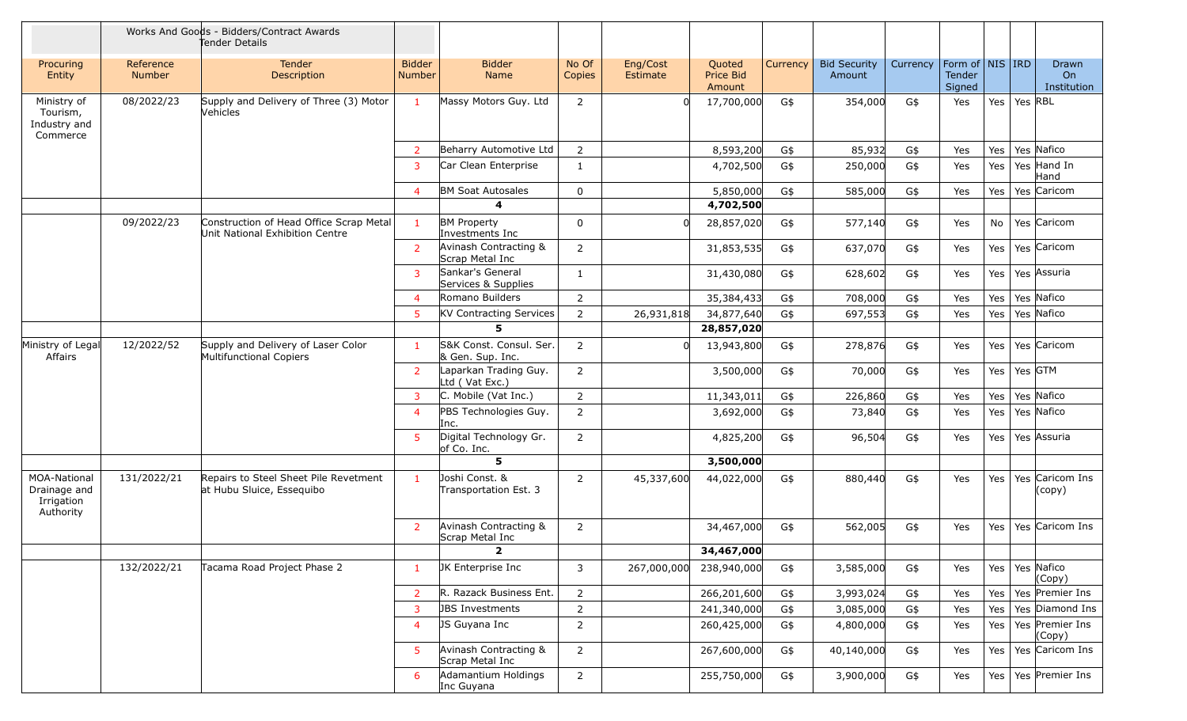| | | Works And Goods - Bidders/Contract Awards Tender Details | | | | | | | | | | | | |
|---|---|---|---|---|---|---|---|---|---|---|---|---|---|---|
| Procuring Entity | Reference Number | Tender Description | Bidder Number | Bidder Name | No Of Copies | Eng/Cost Estimate | Quoted Price Bid Amount | Currency | Bid Security Amount | Currency | Form of Tender Signed | NIS | IRD | Drawn On Institution |
| Ministry of Tourism, Industry and Commerce | 08/2022/23 | Supply and Delivery of Three (3) Motor Vehicles | 1 | Massy Motors Guy. Ltd | 2 | 0 | 17,700,000 | G$ | 354,000 | G$ | Yes | Yes | Yes | RBL |
| | | | 2 | Beharry Automotive Ltd | 2 | | 8,593,200 | G$ | 85,932 | G$ | Yes | Yes | Yes | Nafico |
| | | | 3 | Car Clean Enterprise | 1 | | 4,702,500 | G$ | 250,000 | G$ | Yes | Yes | Yes | Hand In Hand |
| | | | 4 | BM Soat Autosales | 0 | | 5,850,000 | G$ | 585,000 | G$ | Yes | Yes | Yes | Caricom |
| | | | | **4** | | | **4,702,500** | | | | | | | |
| | 09/2022/23 | Construction of Head Office Scrap Metal Unit National Exhibition Centre | 1 | BM Property Investments Inc | 0 | 0 | 28,857,020 | G$ | 577,140 | G$ | Yes | No | Yes | Caricom |
| | | | 2 | Avinash Contracting & Scrap Metal Inc | 2 | | 31,853,535 | G$ | 637,070 | G$ | Yes | Yes | Yes | Caricom |
| | | | 3 | Sankar's General Services & Supplies | 1 | | 31,430,080 | G$ | 628,602 | G$ | Yes | Yes | Yes | Assuria |
| | | | 4 | Romano Builders | 2 | | 35,384,433 | G$ | 708,000 | G$ | Yes | Yes | Yes | Nafico |
| | | | 5 | KV Contracting Services | 2 | 26,931,818 | 34,877,640 | G$ | 697,553 | G$ | Yes | Yes | Yes | Nafico |
| | | | | **5** | | | **28,857,020** | | | | | | | |
| Ministry of Legal Affairs | 12/2022/52 | Supply and Delivery of Laser Color Multifunctional Copiers | 1 | S&K Const. Consul. Ser. & Gen. Sup. Inc. | 2 | 0 | 13,943,800 | G$ | 278,876 | G$ | Yes | Yes | Yes | Caricom |
| | | | 2 | Laparkan Trading Guy. Ltd ( Vat Exc.) | 2 | | 3,500,000 | G$ | 70,000 | G$ | Yes | Yes | Yes | GTM |
| | | | 3 | C. Mobile (Vat Inc.) | 2 | | 11,343,011 | G$ | 226,860 | G$ | Yes | Yes | Yes | Nafico |
| | | | 4 | PBS Technologies Guy. Inc. | 2 | | 3,692,000 | G$ | 73,840 | G$ | Yes | Yes | Yes | Nafico |
| | | | 5 | Digital Technology Gr. of Co. Inc. | 2 | | 4,825,200 | G$ | 96,504 | G$ | Yes | Yes | Yes | Assuria |
| | | | | **5** | | | **3,500,000** | | | | | | | |
| MOA-National Drainage and Irrigation Authority | 131/2022/21 | Repairs to Steel Sheet Pile Revetment at Hubu Sluice, Essequibo | 1 | Joshi Const. & Transportation Est. 3 | 2 | 45,337,600 | 44,022,000 | G$ | 880,440 | G$ | Yes | Yes | Yes | Caricom Ins (copy) |
| | | | 2 | Avinash Contracting & Scrap Metal Inc | 2 | | 34,467,000 | G$ | 562,005 | G$ | Yes | Yes | Yes | Caricom Ins |
| | | | | **2** | | | **34,467,000** | | | | | | | |
| | 132/2022/21 | Tacama Road Project Phase 2 | 1 | JK Enterprise Inc | 3 | 267,000,000 | 238,940,000 | G$ | 3,585,000 | G$ | Yes | Yes | Yes | Nafico (Copy) |
| | | | 2 | R. Razack Business Ent. | 2 | | 266,201,600 | G$ | 3,993,024 | G$ | Yes | Yes | Yes | Premier Ins |
| | | | 3 | JBS Investments | 2 | | 241,340,000 | G$ | 3,085,000 | G$ | Yes | Yes | Yes | Diamond Ins |
| | | | 4 | JS Guyana Inc | 2 | | 260,425,000 | G$ | 4,800,000 | G$ | Yes | Yes | Yes | Premier Ins (Copy) |
| | | | 5 | Avinash Contracting & Scrap Metal Inc | 2 | | 267,600,000 | G$ | 40,140,000 | G$ | Yes | Yes | Yes | Caricom Ins |
| | | | 6 | Adamantium Holdings Inc Guyana | 2 | | 255,750,000 | G$ | 3,900,000 | G$ | Yes | Yes | Yes | Premier Ins |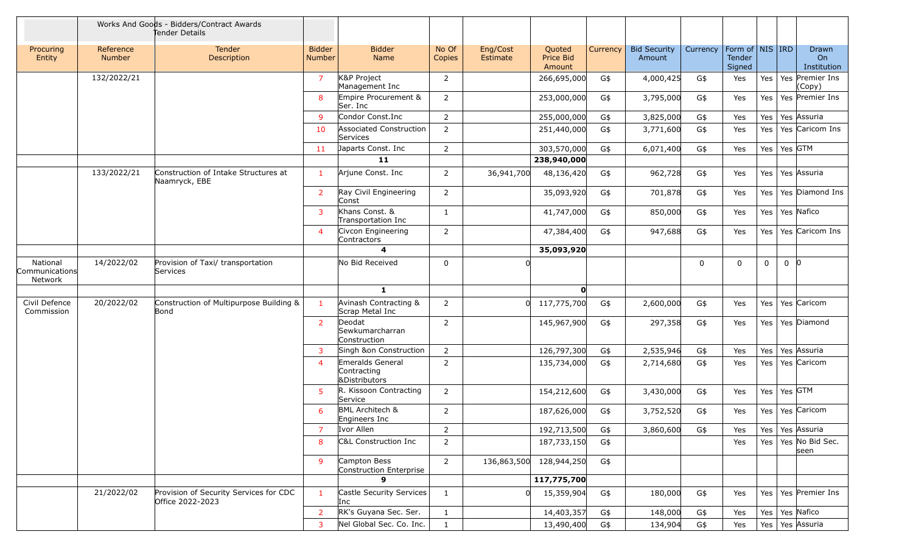| | Works And Goods - Bidders/Contract Awards Tender Details | | | | | | | | | | | | | |
|---|---|---|---|---|---|---|---|---|---|---|---|---|---|---|
| Procuring Entity | Reference Number | Tender Description | Bidder Number | Bidder Name | No Of Copies | Eng/Cost Estimate | Quoted Price Bid Amount | Currency | Bid Security Amount | Currency | Form of Tender Signed | NIS | IRD | Drawn On Institution |
| | 132/2022/21 | | 7 | K&P Project Management Inc | 2 | | 266,695,000 | G$ | 4,000,425 | G$ | Yes | Yes | Yes | Premier Ins (Copy) |
| | | | 8 | Empire Procurement & Ser. Inc | 2 | | 253,000,000 | G$ | 3,795,000 | G$ | Yes | Yes | Yes | Premier Ins |
| | | | 9 | Condor Const.Inc | 2 | | 255,000,000 | G$ | 3,825,000 | G$ | Yes | Yes | Yes | Assuria |
| | | | 10 | Associated Construction Services | 2 | | 251,440,000 | G$ | 3,771,600 | G$ | Yes | Yes | Yes | Caricom Ins |
| | | | 11 | Japarts Const. Inc | 2 | | 303,570,000 | G$ | 6,071,400 | G$ | Yes | Yes | Yes | GTM |
| | | | | **11** | | | **238,940,000** | | | | | | | |
| | 133/2022/21 | Construction of Intake Structures at Naamryck, EBE | 1 | Arjune Const. Inc | 2 | 36,941,700 | 48,136,420 | G$ | 962,728 | G$ | Yes | Yes | Yes | Assuria |
| | | | 2 | Ray Civil Engineering Const | 2 | | 35,093,920 | G$ | 701,878 | G$ | Yes | Yes | Yes | Diamond Ins |
| | | | 3 | Khans Const. & Transportation Inc | 1 | | 41,747,000 | G$ | 850,000 | G$ | Yes | Yes | Yes | Nafico |
| | | | 4 | Civcon Engineering Contractors | 2 | | 47,384,400 | G$ | 947,688 | G$ | Yes | Yes | Yes | Caricom Ins |
| | | | | **4** | | | **35,093,920** | | | | | | | |
| National Communications Network | 14/2022/02 | Provision of Taxi/ transportation Services | | No Bid Received | 0 | 0 | | | | 0 | 0 | 0 | 0 | 0 |
| | | | | **1** | | | **0** | | | | | | | |
| Civil Defence Commission | 20/2022/02 | Construction of Multipurpose Building & Bond | 1 | Avinash Contracting & Scrap Metal Inc | 2 | 0 | 117,775,700 | G$ | 2,600,000 | G$ | Yes | Yes | Yes | Caricom |
| | | | 2 | Deodat Sewkumarcharran Construction | 2 | | 145,967,900 | G$ | 297,358 | G$ | Yes | Yes | Yes | Diamond |
| | | | 3 | Singh &on Construction | 2 | | 126,797,300 | G$ | 2,535,946 | G$ | Yes | Yes | Yes | Assuria |
| | | | 4 | Emeralds General Contracting &Distributors | 2 | | 135,734,000 | G$ | 2,714,680 | G$ | Yes | Yes | Yes | Caricom |
| | | | 5 | R. Kissoon Contracting Service | 2 | | 154,212,600 | G$ | 3,430,000 | G$ | Yes | Yes | Yes | GTM |
| | | | 6 | BML Architech & Engineers Inc | 2 | | 187,626,000 | G$ | 3,752,520 | G$ | Yes | Yes | Yes | Caricom |
| | | | 7 | Ivor Allen | 2 | | 192,713,500 | G$ | 3,860,600 | G$ | Yes | Yes | Yes | Assuria |
| | | | 8 | C&L Construction Inc | 2 | | 187,733,150 | G$ | | | Yes | Yes | Yes | No Bid Sec. seen |
| | | | 9 | Campton Bess Construction Enterprise | 2 | 136,863,500 | 128,944,250 | G$ | | | | | | |
| | | | | **9** | | | **117,775,700** | | | | | | | |
| | 21/2022/02 | Provision of Security Services for CDC Office 2022-2023 | 1 | Castle Security Services Inc | 1 | 0 | 15,359,904 | G$ | 180,000 | G$ | Yes | Yes | Yes | Premier Ins |
| | | | 2 | RK's Guyana Sec. Ser. | 1 | | 14,403,357 | G$ | 148,000 | G$ | Yes | Yes | Yes | Nafico |
| | | | 3 | Nel Global Sec. Co. Inc. | 1 | | 13,490,400 | G$ | 134,904 | G$ | Yes | Yes | Yes | Assuria |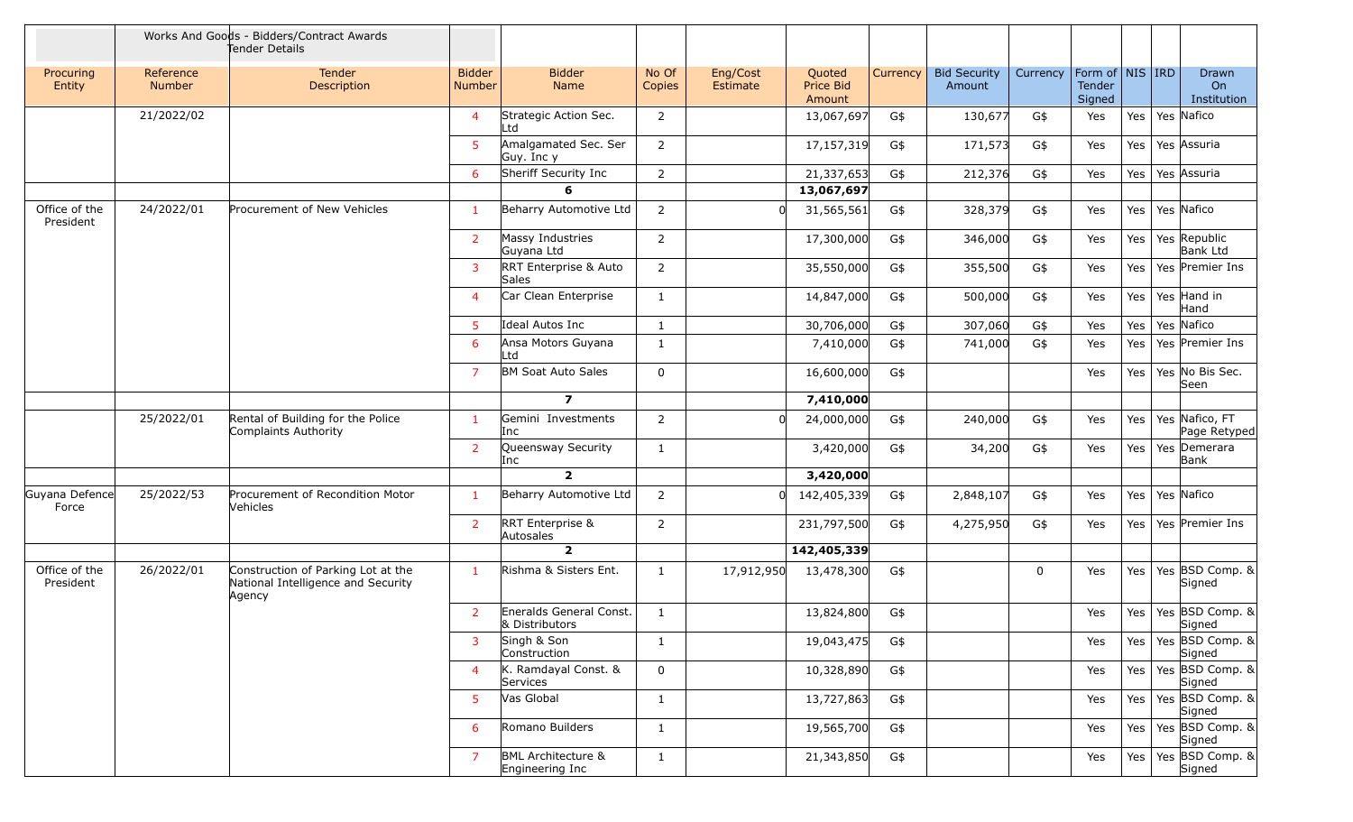| | Works And Goods - Bidders/Contract Awards Tender Details | | | | | | | | | | | | | | |
|---|---|---|---|---|---|---|---|---|---|---|---|---|---|---|---|
| Procuring Entity | Reference Number | Tender Description | Bidder Number | Bidder Name | No Of Copies | Eng/Cost Estimate | Quoted Price Bid Amount | Currency | Bid Security Amount | Currency | Form of Tender Signed | NIS | IRD | Drawn On Institution |
| | 21/2022/02 | | 4 | Strategic Action Sec. Ltd | 2 | | 13,067,697 | G$ | 130,677 | G$ | Yes | Yes | Yes | Nafico |
| | | | 5 | Amalgamated Sec. Ser Guy. Inc y | 2 | | 17,157,319 | G$ | 171,573 | G$ | Yes | Yes | Yes | Assuria |
| | | | 6 | Sheriff Security Inc | 2 | | 21,337,653 | G$ | 212,376 | G$ | Yes | Yes | Yes | Assuria |
| | | | | 6 | | | 13,067,697 | | | | | | | |
| Office of the President | 24/2022/01 | Procurement of New Vehicles | 1 | Beharry Automotive Ltd | 2 | 0 | 31,565,561 | G$ | 328,379 | G$ | Yes | Yes | Yes | Nafico |
| | | | 2 | Massy Industries Guyana Ltd | 2 | | 17,300,000 | G$ | 346,000 | G$ | Yes | Yes | Yes | Republic Bank Ltd |
| | | | 3 | RRT Enterprise & Auto Sales | 2 | | 35,550,000 | G$ | 355,500 | G$ | Yes | Yes | Yes | Premier Ins |
| | | | 4 | Car Clean Enterprise | 1 | | 14,847,000 | G$ | 500,000 | G$ | Yes | Yes | Yes | Hand in Hand |
| | | | 5 | Ideal Autos Inc | 1 | | 30,706,000 | G$ | 307,060 | G$ | Yes | Yes | Yes | Nafico |
| | | | 6 | Ansa Motors Guyana Ltd | 1 | | 7,410,000 | G$ | 741,000 | G$ | Yes | Yes | Yes | Premier Ins |
| | | | 7 | BM Soat Auto Sales | 0 | | 16,600,000 | G$ | | | Yes | Yes | Yes | No Bis Sec. Seen |
| | | | | 7 | | | 7,410,000 | | | | | | | |
| | 25/2022/01 | Rental of Building for the Police Complaints Authority | 1 | Gemini Investments Inc | 2 | 0 | 24,000,000 | G$ | 240,000 | G$ | Yes | Yes | Yes | Nafico, FT Page Retyped |
| | | | 2 | Queensway Security Inc | 1 | | 3,420,000 | G$ | 34,200 | G$ | Yes | Yes | Yes | Demerara Bank |
| | | | | 2 | | | 3,420,000 | | | | | | | |
| Guyana Defence Force | 25/2022/53 | Procurement of Recondition Motor Vehicles | 1 | Beharry Automotive Ltd | 2 | 0 | 142,405,339 | G$ | 2,848,107 | G$ | Yes | Yes | Yes | Nafico |
| | | | 2 | RRT Enterprise & Autosales | 2 | | 231,797,500 | G$ | 4,275,950 | G$ | Yes | Yes | Yes | Premier Ins |
| | | | | 2 | | | 142,405,339 | | | | | | | |
| Office of the President | 26/2022/01 | Construction of Parking Lot at the National Intelligence and Security Agency | 1 | Rishma & Sisters Ent. | 1 | 17,912,950 | 13,478,300 | G$ | | 0 | Yes | Yes | Yes | BSD Comp. & Signed |
| | | | 2 | Eneralds General Const. & Distributors | 1 | | 13,824,800 | G$ | | | Yes | Yes | Yes | BSD Comp. & Signed |
| | | | 3 | Singh & Son Construction | 1 | | 19,043,475 | G$ | | | Yes | Yes | Yes | BSD Comp. & Signed |
| | | | 4 | K. Ramdayal Const. & Services | 0 | | 10,328,890 | G$ | | | Yes | Yes | Yes | BSD Comp. & Signed |
| | | | 5 | Vas Global | 1 | | 13,727,863 | G$ | | | Yes | Yes | Yes | BSD Comp. & Signed |
| | | | 6 | Romano Builders | 1 | | 19,565,700 | G$ | | | Yes | Yes | Yes | BSD Comp. & Signed |
| | | | 7 | BML Architecture & Engineering Inc | 1 | | 21,343,850 | G$ | | | Yes | Yes | Yes | BSD Comp. & Signed |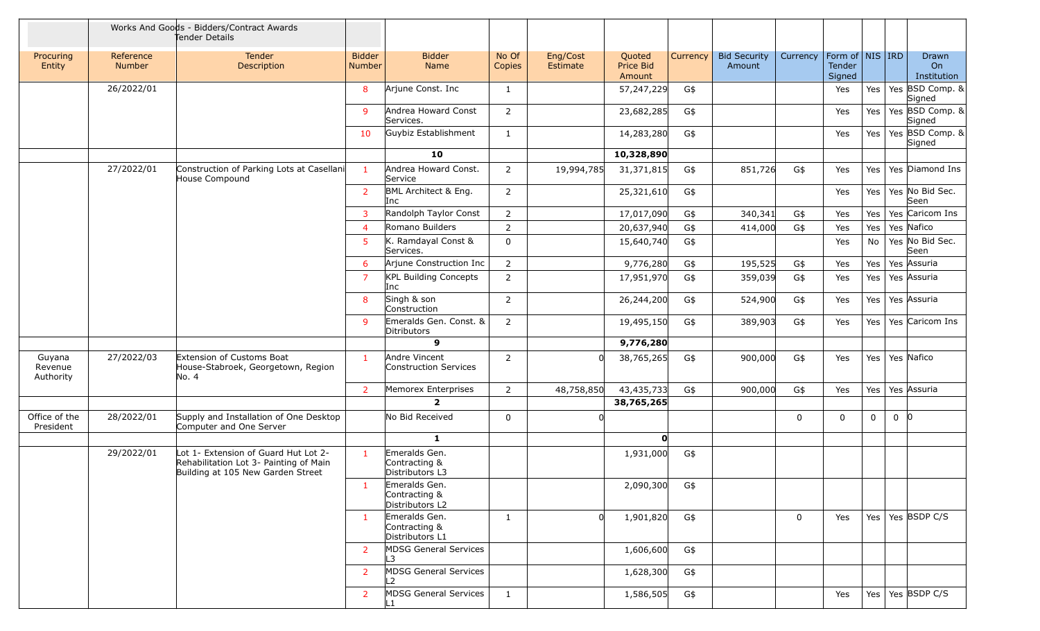| | Works And Goods - Bidders/Contract Awards Tender Details | | | | | | | | | | | | | | |
|---|---|---|---|---|---|---|---|---|---|---|---|---|---|---|---|
| Procuring Entity | Reference Number | Tender Description | Bidder Number | Bidder Name | No Of Copies | Eng/Cost Estimate | Quoted Price Bid Amount | Currency | Bid Security Amount | Currency | Form of Tender Signed | NIS | IRD | Drawn On Institution |
| | 26/2022/01 | | 8 | Arjune Const. Inc | 1 | | 57,247,229 | G$ | | | Yes | Yes | Yes | BSD Comp. & Signed |
| | | | 9 | Andrea Howard Const Services. | 2 | | 23,682,285 | G$ | | | Yes | Yes | Yes | BSD Comp. & Signed |
| | | | 10 | Guybiz Establishment | 1 | | 14,283,280 | G$ | | | Yes | Yes | Yes | BSD Comp. & Signed |
| | | | | **10** | | | **10,328,890** | | | | | | | |
| | 27/2022/01 | Construction of Parking Lots at Casellani House Compound | 1 | Andrea Howard Const. Service | 2 | 19,994,785 | 31,371,815 | G$ | 851,726 | G$ | Yes | Yes | Yes | Diamond Ins |
| | | | 2 | BML Architect & Eng. Inc | 2 | | 25,321,610 | G$ | | | Yes | Yes | Yes | No Bid Sec. Seen |
| | | | 3 | Randolph Taylor Const | 2 | | 17,017,090 | G$ | 340,341 | G$ | Yes | Yes | Yes | Caricom Ins |
| | | | 4 | Romano Builders | 2 | | 20,637,940 | G$ | 414,000 | G$ | Yes | Yes | Yes | Nafico |
| | | | 5 | K. Ramdayal Const & Services. | 0 | | 15,640,740 | G$ | | | Yes | No | Yes | No Bid Sec. Seen |
| | | | 6 | Arjune Construction Inc | 2 | | 9,776,280 | G$ | 195,525 | G$ | Yes | Yes | Yes | Assuria |
| | | | 7 | KPL Building Concepts Inc | 2 | | 17,951,970 | G$ | 359,039 | G$ | Yes | Yes | Yes | Assuria |
| | | | 8 | Singh & son Construction | 2 | | 26,244,200 | G$ | 524,900 | G$ | Yes | Yes | Yes | Assuria |
| | | | 9 | Emeralds Gen. Const. & Ditributors | 2 | | 19,495,150 | G$ | 389,903 | G$ | Yes | Yes | Yes | Caricom Ins |
| | | | | **9** | | | **9,776,280** | | | | | | | |
| Guyana Revenue Authority | 27/2022/03 | Extension of Customs Boat House-Stabroek, Georgetown, Region No. 4 | 1 | Andre Vincent Construction Services | 2 | 0 | 38,765,265 | G$ | 900,000 | G$ | Yes | Yes | Yes | Nafico |
| | | | 2 | Memorex Enterprises | 2 | 48,758,850 | 43,435,733 | G$ | 900,000 | G$ | Yes | Yes | Yes | Assuria |
| | | | | **2** | | | **38,765,265** | | | | | | | |
| Office of the President | 28/2022/01 | Supply and Installation of One Desktop Computer and One Server | | No Bid Received | 0 | 0 | | | | 0 | 0 | 0 | 0 | 0 |
| | | | | **1** | | | **0** | | | | | | | |
| | 29/2022/01 | Lot 1- Extension of Guard Hut Lot 2- Rehabilitation Lot 3- Painting of Main Building at 105 New Garden Street | 1 | Emeralds Gen. Contracting & Distributors L3 | | | 1,931,000 | G$ | | | | | | |
| | | | 1 | Emeralds Gen. Contracting & Distributors L2 | | | 2,090,300 | G$ | | | | | | |
| | | | 1 | Emeralds Gen. Contracting & Distributors L1 | 1 | 0 | 1,901,820 | G$ | | 0 | Yes | Yes | Yes | BSDP C/S |
| | | | 2 | MDSG General Services L3 | | | 1,606,600 | G$ | | | | | | |
| | | | 2 | MDSG General Services L2 | | | 1,628,300 | G$ | | | | | | |
| | | | 2 | MDSG General Services L1 | 1 | | 1,586,505 | G$ | | | Yes | Yes | Yes | BSDP C/S |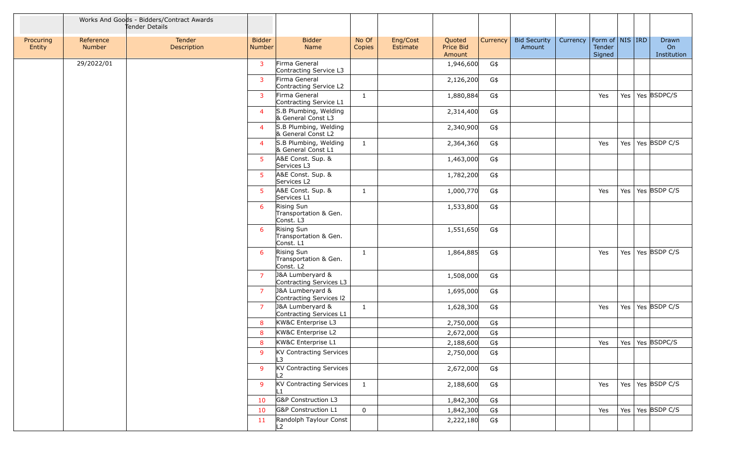| | Works And Goods - Bidders/Contract Awards Tender Details | | | | | | | | | | | | | |
|---|---|---|---|---|---|---|---|---|---|---|---|---|---|---|
| Procuring Entity | Reference Number | Tender Description | Bidder Number | Bidder Name | No Of Copies | Eng/Cost Estimate | Quoted Price Bid Amount | Currency | Bid Security Amount | Currency | Form of Tender Signed | NIS | IRD | Drawn On Institution |
| | 29/2022/01 | | 3 | Firma General Contracting Service L3 | | | 1,946,600 | G$ | | | | | | |
| | | | 3 | Firma General Contracting Service L2 | | | 2,126,200 | G$ | | | | | | |
| | | | 3 | Firma General Contracting Service L1 | 1 | | 1,880,884 | G$ | | | Yes | Yes | Yes | BSDPC/S |
| | | | 4 | S.B Plumbing, Welding & General Const L3 | | | 2,314,400 | G$ | | | | | | |
| | | | 4 | S.B Plumbing, Welding & General Const L2 | | | 2,340,900 | G$ | | | | | | |
| | | | 4 | S.B Plumbing, Welding & General Const L1 | 1 | | 2,364,360 | G$ | | | Yes | Yes | Yes | BSDP C/S |
| | | | 5 | A&E Const. Sup. & Services L3 | | | 1,463,000 | G$ | | | | | | |
| | | | 5 | A&E Const. Sup. & Services L2 | | | 1,782,200 | G$ | | | | | | |
| | | | 5 | A&E Const. Sup. & Services L1 | 1 | | 1,000,770 | G$ | | | Yes | Yes | Yes | BSDP C/S |
| | | | 6 | Rising Sun Transportation & Gen. Const. L3 | | | 1,533,800 | G$ | | | | | | |
| | | | 6 | Rising Sun Transportation & Gen. Const. L1 | | | 1,551,650 | G$ | | | | | | |
| | | | 6 | Rising Sun Transportation & Gen. Const. L2 | 1 | | 1,864,885 | G$ | | | Yes | Yes | Yes | BSDP C/S |
| | | | 7 | J&A Lumberyard & Contracting Services L3 | | | 1,508,000 | G$ | | | | | | |
| | | | 7 | J&A Lumberyard & Contracting Services l2 | | | 1,695,000 | G$ | | | | | | |
| | | | 7 | J&A Lumberyard & Contracting Services L1 | 1 | | 1,628,300 | G$ | | | Yes | Yes | Yes | BSDP C/S |
| | | | 8 | KW&C Enterprise L3 | | | 2,750,000 | G$ | | | | | | |
| | | | 8 | KW&C Enterprise L2 | | | 2,672,000 | G$ | | | | | | |
| | | | 8 | KW&C Enterprise L1 | | | 2,188,600 | G$ | | | Yes | Yes | Yes | BSDPC/S |
| | | | 9 | KV Contracting Services L3 | | | 2,750,000 | G$ | | | | | | |
| | | | 9 | KV Contracting Services L2 | | | 2,672,000 | G$ | | | | | | |
| | | | 9 | KV Contracting Services L1 | 1 | | 2,188,600 | G$ | | | Yes | Yes | Yes | BSDP C/S |
| | | | 10 | G&P Construction L3 | | | 1,842,300 | G$ | | | | | | |
| | | | 10 | G&P Construction L1 | 0 | | 1,842,300 | G$ | | | Yes | Yes | Yes | BSDP C/S |
| | | | 11 | Randolph Taylour Const L2 | | | 2,222,180 | G$ | | | | | | |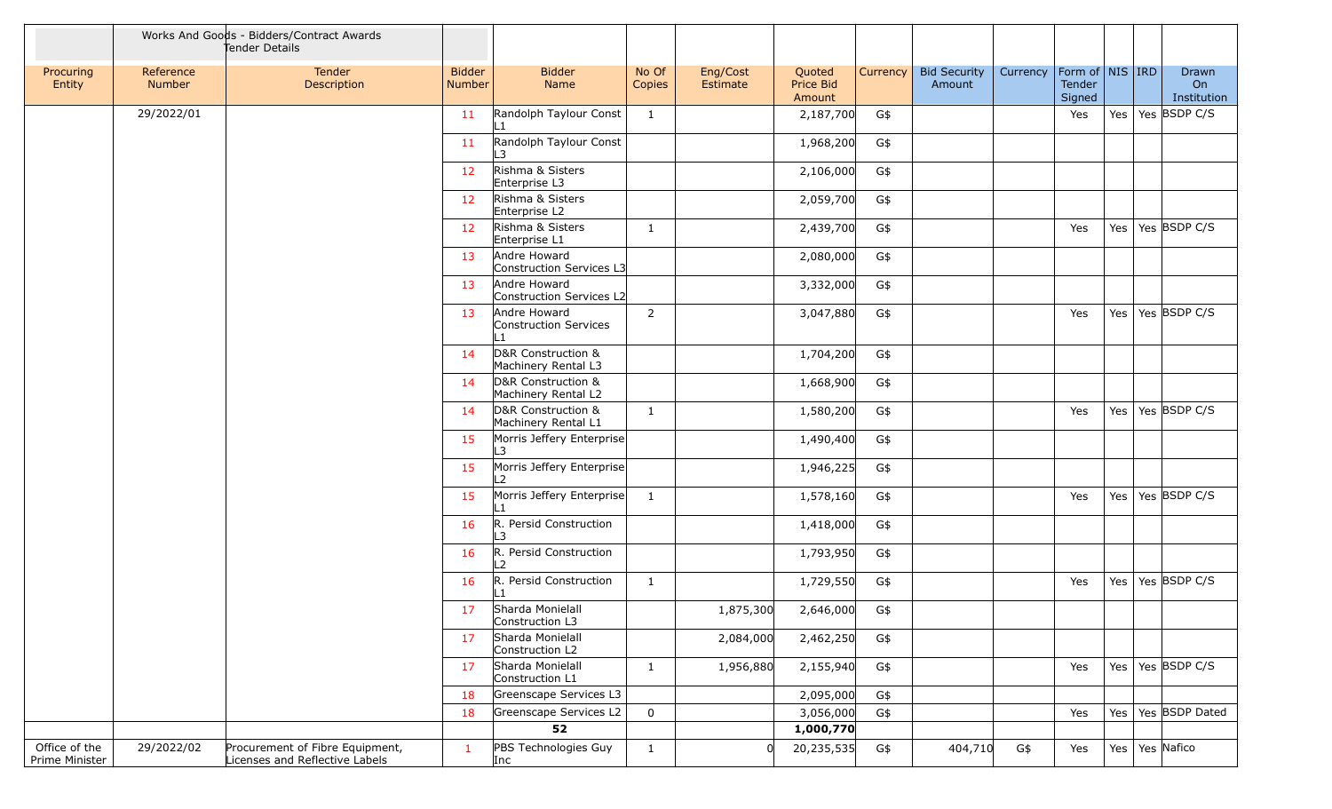| | Works And Goods - Bidders/Contract Awards Tender Details | | | | | | | | | | | | | |
|---|---|---|---|---|---|---|---|---|---|---|---|---|---|---|
| Procuring Entity | Reference Number | Tender Description | Bidder Number | Bidder Name | No Of Copies | Eng/Cost Estimate | Quoted Price Bid Amount | Currency | Bid Security Amount | Currency | Form of Tender Signed | NIS | IRD | Drawn On Institution |
| | 29/2022/01 | | 11 | Randolph Taylour Const L1 | 1 | | 2,187,700 | G$ | | | Yes | Yes | Yes | BSDP C/S |
| | | | 11 | Randolph Taylour Const L3 | | | 1,968,200 | G$ | | | | | | |
| | | | 12 | Rishma & Sisters Enterprise L3 | | | 2,106,000 | G$ | | | | | | |
| | | | 12 | Rishma & Sisters Enterprise L2 | | | 2,059,700 | G$ | | | | | | |
| | | | 12 | Rishma & Sisters Enterprise L1 | 1 | | 2,439,700 | G$ | | | Yes | Yes | Yes | BSDP C/S |
| | | | 13 | Andre Howard Construction Services L3 | | | 2,080,000 | G$ | | | | | | |
| | | | 13 | Andre Howard Construction Services L2 | | | 3,332,000 | G$ | | | | | | |
| | | | 13 | Andre Howard Construction Services L1 | 2 | | 3,047,880 | G$ | | | Yes | Yes | Yes | BSDP C/S |
| | | | 14 | D&R Construction & Machinery Rental L3 | | | 1,704,200 | G$ | | | | | | |
| | | | 14 | D&R Construction & Machinery Rental L2 | | | 1,668,900 | G$ | | | | | | |
| | | | 14 | D&R Construction & Machinery Rental L1 | 1 | | 1,580,200 | G$ | | | Yes | Yes | Yes | BSDP C/S |
| | | | 15 | Morris Jeffery Enterprise L3 | | | 1,490,400 | G$ | | | | | | |
| | | | 15 | Morris Jeffery Enterprise L2 | | | 1,946,225 | G$ | | | | | | |
| | | | 15 | Morris Jeffery Enterprise L1 | 1 | | 1,578,160 | G$ | | | Yes | Yes | Yes | BSDP C/S |
| | | | 16 | R. Persid Construction L3 | | | 1,418,000 | G$ | | | | | | |
| | | | 16 | R. Persid Construction L2 | | | 1,793,950 | G$ | | | | | | |
| | | | 16 | R. Persid Construction L1 | 1 | | 1,729,550 | G$ | | | Yes | Yes | Yes | BSDP C/S |
| | | | 17 | Sharda Monielall Construction L3 | | 1,875,300 | 2,646,000 | G$ | | | | | | |
| | | | 17 | Sharda Monielall Construction L2 | | 2,084,000 | 2,462,250 | G$ | | | | | | |
| | | | 17 | Sharda Monielall Construction L1 | 1 | 1,956,880 | 2,155,940 | G$ | | | Yes | Yes | Yes | BSDP C/S |
| | | | 18 | Greenscape Services L3 | | | 2,095,000 | G$ | | | | | | |
| | | | 18 | Greenscape Services L2 | 0 | | 3,056,000 | G$ | | | Yes | Yes | Yes | BSDP Dated |
| | | | | **52** | | | **1,000,770** | | | | | | | |
| Office of the Prime Minister | 29/2022/02 | Procurement of Fibre Equipment, Licenses and Reflective Labels | 1 | PBS Technologies Guy Inc | 1 | 0 | 20,235,535 | G$ | 404,710 | G$ | Yes | Yes | Yes | Nafico |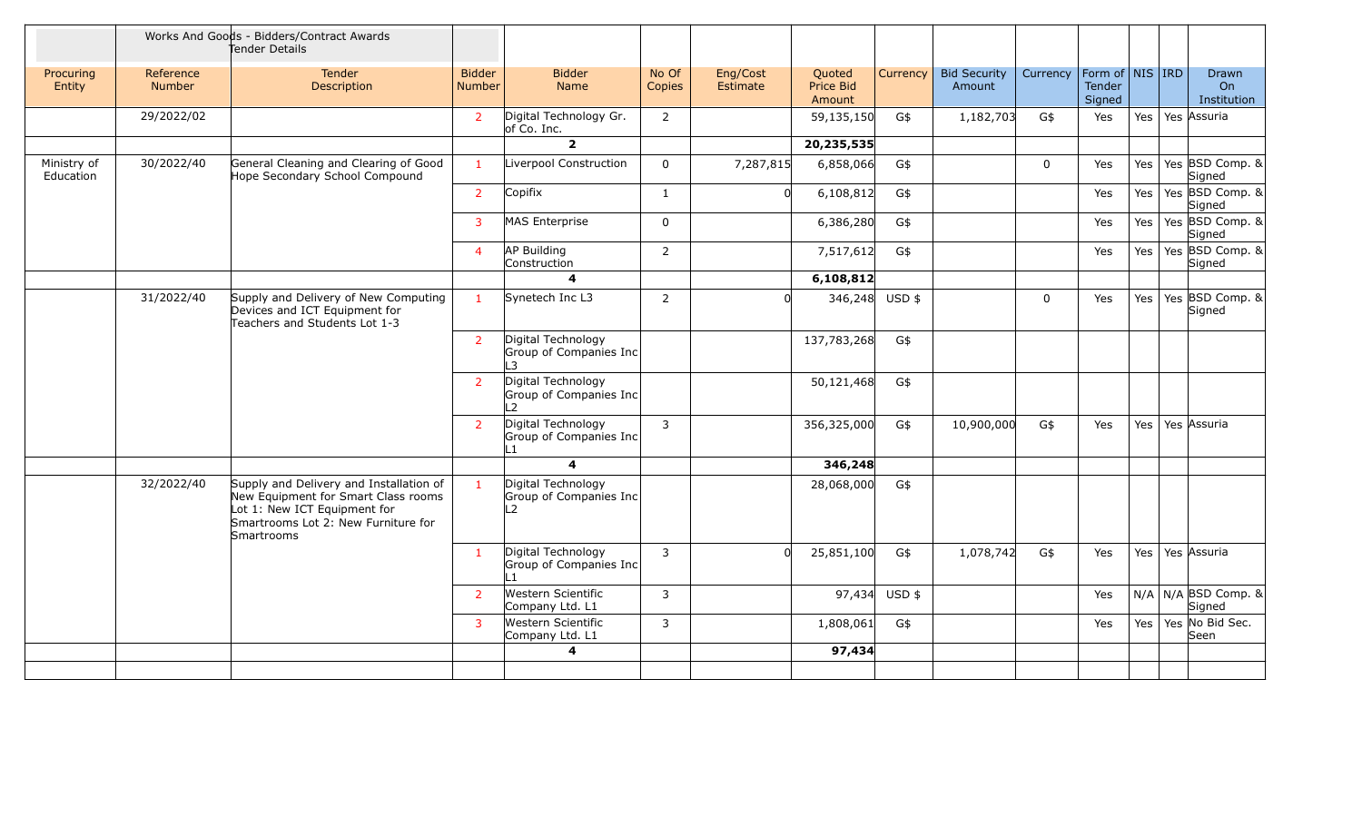| Procuring Entity | Reference Number | Works And Goods - Bidders/Contract Awards Tender Details Tender Description | Bidder Number | Bidder Name | No Of Copies | Eng/Cost Estimate | Quoted Price Bid Amount | Currency | Bid Security Amount | Currency | Form of Tender Signed | NIS | IRD | Drawn On Institution |
|---|---|---|---|---|---|---|---|---|---|---|---|---|---|---|
| | 29/2022/02 | | 2 | Digital Technology Gr. of Co. Inc. | 2 | | 59,135,150 | G$ | 1,182,703 | G$ | Yes | Yes | Yes | Assuria |
| | | | | **2** | | | **20,235,535** | | | | | | | |
| Ministry of Education | 30/2022/40 | General Cleaning and Clearing of Good Hope Secondary School Compound | 1 | Liverpool Construction | 0 | 7,287,815 | 6,858,066 | G$ | | 0 | Yes | Yes | Yes | BSD Comp. & Signed |
| | | | 2 | Copifix | 1 | 0 | 6,108,812 | G$ | | | Yes | Yes | Yes | BSD Comp. & Signed |
| | | | 3 | MAS Enterprise | 0 | | 6,386,280 | G$ | | | Yes | Yes | Yes | BSD Comp. & Signed |
| | | | 4 | AP Building Construction | 2 | | 7,517,612 | G$ | | | Yes | Yes | Yes | BSD Comp. & Signed |
| | | | | **4** | | | **6,108,812** | | | | | | | |
| | 31/2022/40 | Supply and Delivery of New Computing Devices and ICT Equipment for Teachers and Students Lot 1-3 | 1 | Synetech Inc L3 | 2 | 0 | 346,248 | USD $ | | 0 | Yes | Yes | Yes | BSD Comp. & Signed |
| | | | 2 | Digital Technology Group of Companies Inc L3 | | | 137,783,268 | G$ | | | | | | |
| | | | 2 | Digital Technology Group of Companies Inc L2 | | | 50,121,468 | G$ | | | | | | |
| | | | 2 | Digital Technology Group of Companies Inc L1 | 3 | | 356,325,000 | G$ | 10,900,000 | G$ | Yes | Yes | Yes | Assuria |
| | | | | **4** | | | **346,248** | | | | | | | |
| | 32/2022/40 | Supply and Delivery and Installation of New Equipment for Smart Class rooms Lot 1: New ICT Equipment for Smartrooms Lot 2: New Furniture for Smartrooms | 1 | Digital Technology Group of Companies Inc L2 | | | 28,068,000 | G$ | | | | | | |
| | | | 1 | Digital Technology Group of Companies Inc L1 | 3 | 0 | 25,851,100 | G$ | 1,078,742 | G$ | Yes | Yes | Yes | Assuria |
| | | | 2 | Western Scientific Company Ltd. L1 | 3 | | 97,434 | USD $ | | | Yes | N/A | N/A | BSD Comp. & Signed |
| | | | 3 | Western Scientific Company Ltd. L1 | 3 | | 1,808,061 | G$ | | | Yes | Yes | Yes | No Bid Sec. Seen |
| | | | | **4** | | | **97,434** | | | | | | | |